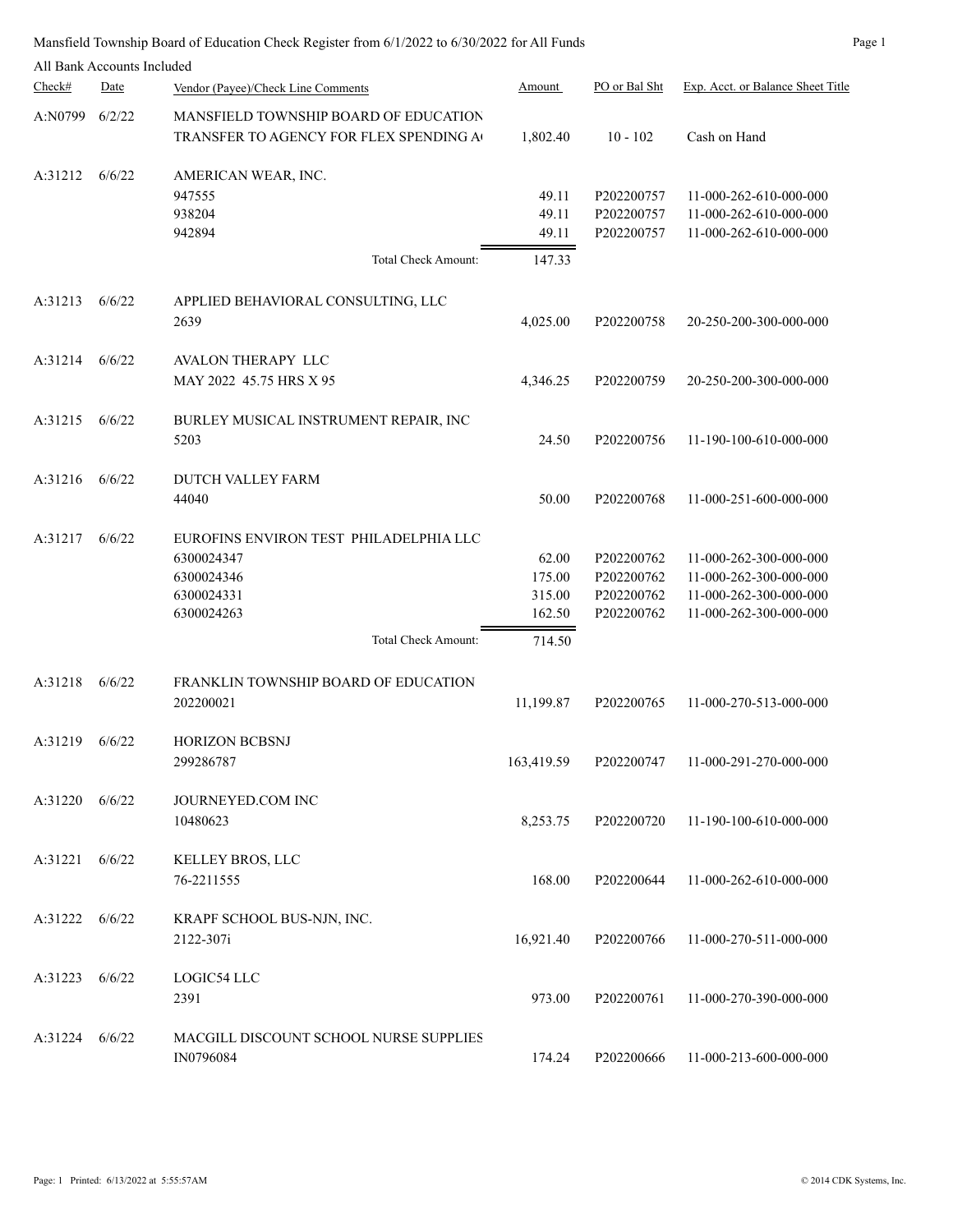Mansfield Township Board of Education Check Register from 6/1/2022 to 6/30/2022 for All Funds

All Bank Accounts Included

| Check# | Date | Vendor (Payee)/Check Line Comments | Amount | PO or Bal Sht | Exp. Acct. or Balance Sheet Title |
|---|---|---|---|---|---|
| A:N0799 | 6/2/22 | MANSFIELD TOWNSHIP BOARD OF EDUCATION | | | |
| | | TRANSFER TO AGENCY FOR FLEX SPENDING A | 1,802.40 | 10 - 102 | Cash on Hand |
| A:31212 | 6/6/22 | AMERICAN WEAR, INC. | | | |
| | | 947555 | 49.11 | P202200757 | 11-000-262-610-000-000 |
| | | 938204 | 49.11 | P202200757 | 11-000-262-610-000-000 |
| | | 942894 | 49.11 | P202200757 | 11-000-262-610-000-000 |
| | | Total Check Amount: | 147.33 | | |
| A:31213 | 6/6/22 | APPLIED BEHAVIORAL CONSULTING, LLC | | | |
| | | 2639 | 4,025.00 | P202200758 | 20-250-200-300-000-000 |
| A:31214 | 6/6/22 | AVALON THERAPY LLC | | | |
| | | MAY 2022 45.75 HRS X 95 | 4,346.25 | P202200759 | 20-250-200-300-000-000 |
| A:31215 | 6/6/22 | BURLEY MUSICAL INSTRUMENT REPAIR, INC | | | |
| | | 5203 | 24.50 | P202200756 | 11-190-100-610-000-000 |
| A:31216 | 6/6/22 | DUTCH VALLEY FARM | | | |
| | | 44040 | 50.00 | P202200768 | 11-000-251-600-000-000 |
| A:31217 | 6/6/22 | EUROFINS ENVIRON TEST PHILADELPHIA LLC | | | |
| | | 6300024347 | 62.00 | P202200762 | 11-000-262-300-000-000 |
| | | 6300024346 | 175.00 | P202200762 | 11-000-262-300-000-000 |
| | | 6300024331 | 315.00 | P202200762 | 11-000-262-300-000-000 |
| | | 6300024263 | 162.50 | P202200762 | 11-000-262-300-000-000 |
| | | Total Check Amount: | 714.50 | | |
| A:31218 | 6/6/22 | FRANKLIN TOWNSHIP BOARD OF EDUCATION | | | |
| | | 202200021 | 11,199.87 | P202200765 | 11-000-270-513-000-000 |
| A:31219 | 6/6/22 | HORIZON BCBSNJ | | | |
| | | 299286787 | 163,419.59 | P202200747 | 11-000-291-270-000-000 |
| A:31220 | 6/6/22 | JOURNEYED.COM INC | | | |
| | | 10480623 | 8,253.75 | P202200720 | 11-190-100-610-000-000 |
| A:31221 | 6/6/22 | KELLEY BROS, LLC | | | |
| | | 76-2211555 | 168.00 | P202200644 | 11-000-262-610-000-000 |
| A:31222 | 6/6/22 | KRAPF SCHOOL BUS-NJN, INC. | | | |
| | | 2122-307i | 16,921.40 | P202200766 | 11-000-270-511-000-000 |
| A:31223 | 6/6/22 | LOGIC54 LLC | | | |
| | | 2391 | 973.00 | P202200761 | 11-000-270-390-000-000 |
| A:31224 | 6/6/22 | MACGILL DISCOUNT SCHOOL NURSE SUPPLIES | | | |
| | | IN0796084 | 174.24 | P202200666 | 11-000-213-600-000-000 |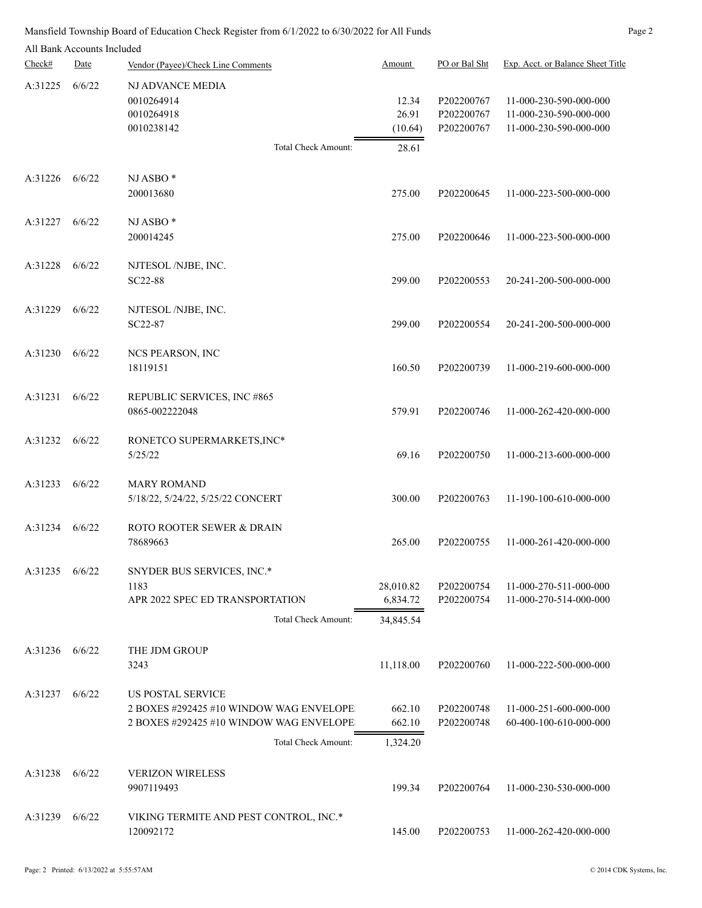Mansfield Township Board of Education Check Register from 6/1/2022 to 6/30/2022 for All Funds

All Bank Accounts Included

| Check# | Date | Vendor (Payee)/Check Line Comments | Amount | PO or Bal Sht | Exp. Acct. or Balance Sheet Title |
|---|---|---|---|---|---|
| A:31225 | 6/6/22 | NJ ADVANCE MEDIA | | | |
| | | 0010264914 | 12.34 | P202200767 | 11-000-230-590-000-000 |
| | | 0010264918 | 26.91 | P202200767 | 11-000-230-590-000-000 |
| | | 0010238142 | (10.64) | P202200767 | 11-000-230-590-000-000 |
| | | Total Check Amount: | 28.61 | | |
| A:31226 | 6/6/22 | NJ ASBO * | | | |
| | | 200013680 | 275.00 | P202200645 | 11-000-223-500-000-000 |
| A:31227 | 6/6/22 | NJ ASBO * | | | |
| | | 200014245 | 275.00 | P202200646 | 11-000-223-500-000-000 |
| A:31228 | 6/6/22 | NJTESOL /NJBE, INC. | | | |
| | | SC22-88 | 299.00 | P202200553 | 20-241-200-500-000-000 |
| A:31229 | 6/6/22 | NJTESOL /NJBE, INC. | | | |
| | | SC22-87 | 299.00 | P202200554 | 20-241-200-500-000-000 |
| A:31230 | 6/6/22 | NCS PEARSON, INC | | | |
| | | 18119151 | 160.50 | P202200739 | 11-000-219-600-000-000 |
| A:31231 | 6/6/22 | REPUBLIC SERVICES, INC #865 | | | |
| | | 0865-002222048 | 579.91 | P202200746 | 11-000-262-420-000-000 |
| A:31232 | 6/6/22 | RONETCO SUPERMARKETS,INC* | | | |
| | | 5/25/22 | 69.16 | P202200750 | 11-000-213-600-000-000 |
| A:31233 | 6/6/22 | MARY ROMAND | | | |
| | | 5/18/22, 5/24/22, 5/25/22 CONCERT | 300.00 | P202200763 | 11-190-100-610-000-000 |
| A:31234 | 6/6/22 | ROTO ROOTER SEWER & DRAIN | | | |
| | | 78689663 | 265.00 | P202200755 | 11-000-261-420-000-000 |
| A:31235 | 6/6/22 | SNYDER BUS SERVICES, INC.* | | | |
| | | 1183 | 28,010.82 | P202200754 | 11-000-270-511-000-000 |
| | | APR 2022 SPEC ED TRANSPORTATION | 6,834.72 | P202200754 | 11-000-270-514-000-000 |
| | | Total Check Amount: | 34,845.54 | | |
| A:31236 | 6/6/22 | THE JDM GROUP | | | |
| | | 3243 | 11,118.00 | P202200760 | 11-000-222-500-000-000 |
| A:31237 | 6/6/22 | US POSTAL SERVICE | | | |
| | | 2 BOXES #292425 #10 WINDOW WAG ENVELOPE | 662.10 | P202200748 | 11-000-251-600-000-000 |
| | | 2 BOXES #292425 #10 WINDOW WAG ENVELOPE | 662.10 | P202200748 | 60-400-100-610-000-000 |
| | | Total Check Amount: | 1,324.20 | | |
| A:31238 | 6/6/22 | VERIZON WIRELESS | | | |
| | | 9907119493 | 199.34 | P202200764 | 11-000-230-530-000-000 |
| A:31239 | 6/6/22 | VIKING TERMITE AND PEST CONTROL, INC.* | | | |
| | | 120092172 | 145.00 | P202200753 | 11-000-262-420-000-000 |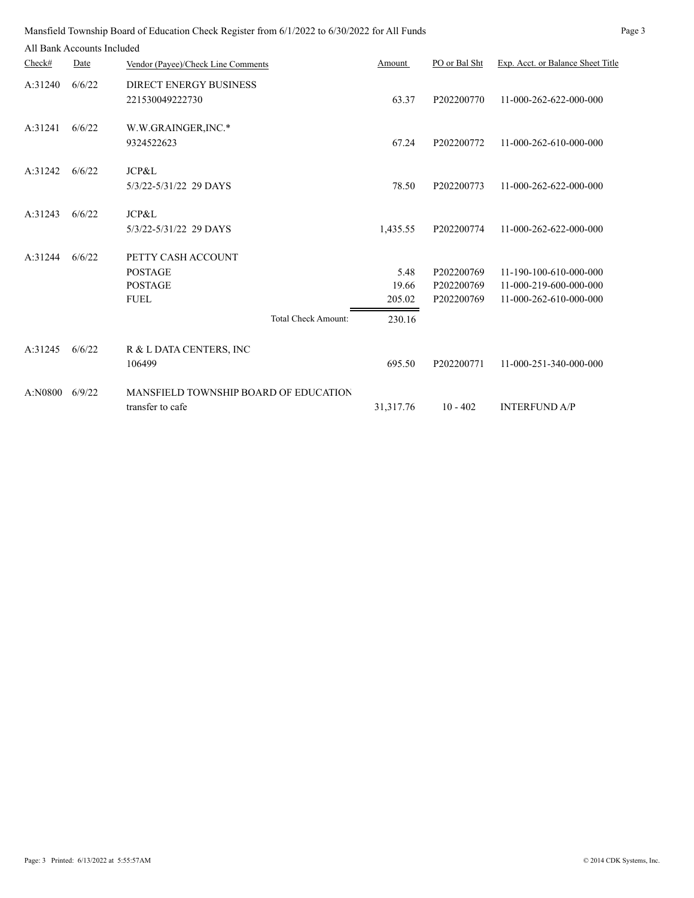Mansfield Township Board of Education Check Register from 6/1/2022 to 6/30/2022 for All Funds

All Bank Accounts Included

| Check# | Date | Vendor (Payee)/Check Line Comments | Amount | PO or Bal Sht | Exp. Acct. or Balance Sheet Title |
|---|---|---|---|---|---|
| A:31240 | 6/6/22 | DIRECT ENERGY BUSINESS | | | |
| | | 221530049222730 | 63.37 | P202200770 | 11-000-262-622-000-000 |
| A:31241 | 6/6/22 | W.W.GRAINGER,INC.* | | | |
| | | 9324522623 | 67.24 | P202200772 | 11-000-262-610-000-000 |
| A:31242 | 6/6/22 | JCP&L | | | |
| | | 5/3/22-5/31/22 29 DAYS | 78.50 | P202200773 | 11-000-262-622-000-000 |
| A:31243 | 6/6/22 | JCP&L | | | |
| | | 5/3/22-5/31/22 29 DAYS | 1,435.55 | P202200774 | 11-000-262-622-000-000 |
| A:31244 | 6/6/22 | PETTY CASH ACCOUNT | | | |
| | | POSTAGE | 5.48 | P202200769 | 11-190-100-610-000-000 |
| | | POSTAGE | 19.66 | P202200769 | 11-000-219-600-000-000 |
| | | FUEL | 205.02 | P202200769 | 11-000-262-610-000-000 |
| | | Total Check Amount: | 230.16 | | |
| A:31245 | 6/6/22 | R & L DATA CENTERS, INC | | | |
| | | 106499 | 695.50 | P202200771 | 11-000-251-340-000-000 |
| A:N0800 | 6/9/22 | MANSFIELD TOWNSHIP BOARD OF EDUCATION | | | |
| | | transfer to cafe | 31,317.76 | 10 - 402 | INTERFUND A/P |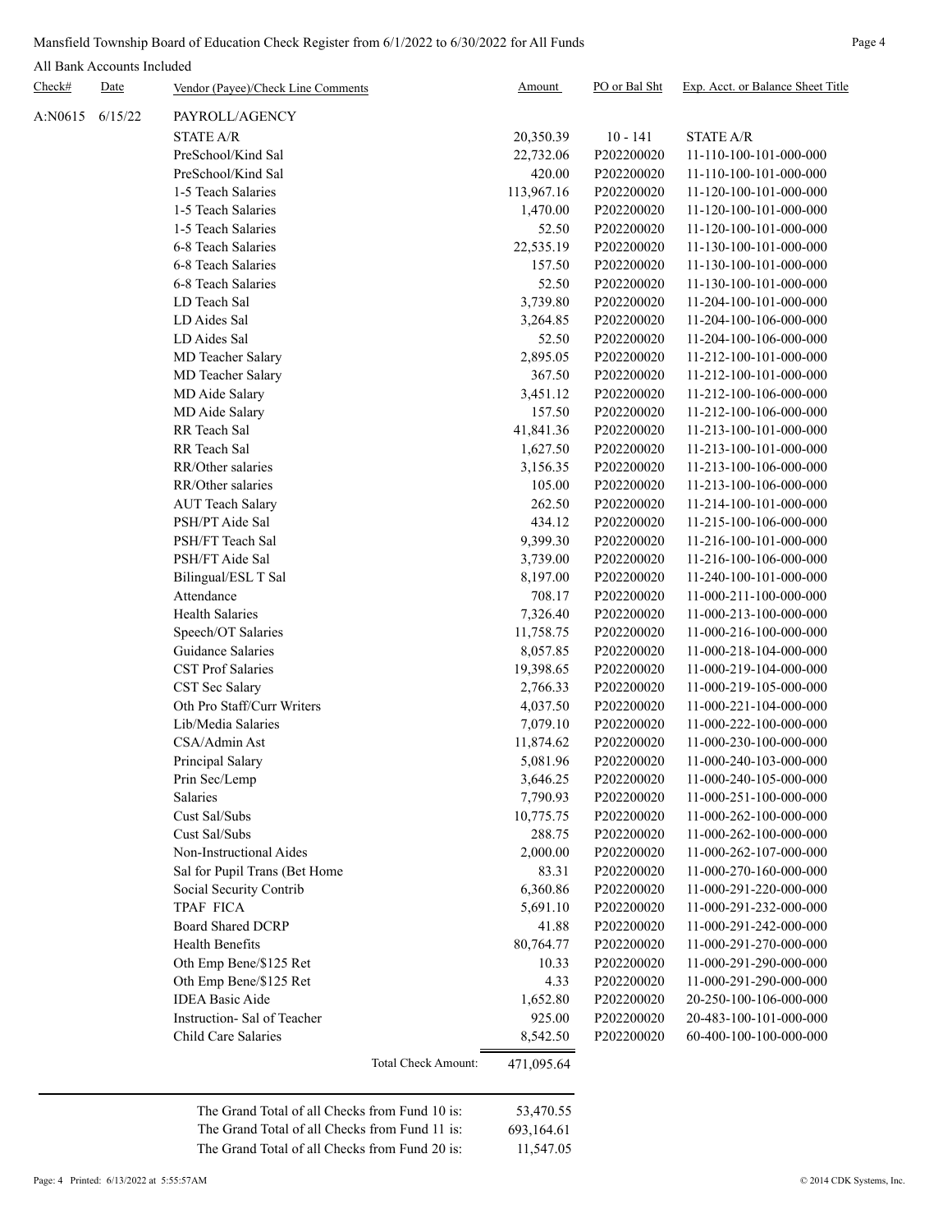Mansfield Township Board of Education Check Register from 6/1/2022 to 6/30/2022 for All Funds

All Bank Accounts Included

| Check# | Date | Vendor (Payee)/Check Line Comments | Amount | PO or Bal Sht | Exp. Acct. or Balance Sheet Title |
|---|---|---|---|---|---|
| A:N0615 | 6/15/22 | PAYROLL/AGENCY | | | |
| | | STATE A/R | 20,350.39 | 10 - 141 | STATE A/R |
| | | PreSchool/Kind Sal | 22,732.06 | P202200020 | 11-110-100-101-000-000 |
| | | PreSchool/Kind Sal | 420.00 | P202200020 | 11-110-100-101-000-000 |
| | | 1-5 Teach Salaries | 113,967.16 | P202200020 | 11-120-100-101-000-000 |
| | | 1-5 Teach Salaries | 1,470.00 | P202200020 | 11-120-100-101-000-000 |
| | | 1-5 Teach Salaries | 52.50 | P202200020 | 11-120-100-101-000-000 |
| | | 6-8 Teach Salaries | 22,535.19 | P202200020 | 11-130-100-101-000-000 |
| | | 6-8 Teach Salaries | 157.50 | P202200020 | 11-130-100-101-000-000 |
| | | 6-8 Teach Salaries | 52.50 | P202200020 | 11-130-100-101-000-000 |
| | | LD Teach Sal | 3,739.80 | P202200020 | 11-204-100-101-000-000 |
| | | LD Aides Sal | 3,264.85 | P202200020 | 11-204-100-106-000-000 |
| | | LD Aides Sal | 52.50 | P202200020 | 11-204-100-106-000-000 |
| | | MD Teacher Salary | 2,895.05 | P202200020 | 11-212-100-101-000-000 |
| | | MD Teacher Salary | 367.50 | P202200020 | 11-212-100-101-000-000 |
| | | MD Aide Salary | 3,451.12 | P202200020 | 11-212-100-106-000-000 |
| | | MD Aide Salary | 157.50 | P202200020 | 11-212-100-106-000-000 |
| | | RR Teach Sal | 41,841.36 | P202200020 | 11-213-100-101-000-000 |
| | | RR Teach Sal | 1,627.50 | P202200020 | 11-213-100-101-000-000 |
| | | RR/Other salaries | 3,156.35 | P202200020 | 11-213-100-106-000-000 |
| | | RR/Other salaries | 105.00 | P202200020 | 11-213-100-106-000-000 |
| | | AUT Teach Salary | 262.50 | P202200020 | 11-214-100-101-000-000 |
| | | PSH/PT Aide Sal | 434.12 | P202200020 | 11-215-100-106-000-000 |
| | | PSH/FT Teach Sal | 9,399.30 | P202200020 | 11-216-100-101-000-000 |
| | | PSH/FT Aide Sal | 3,739.00 | P202200020 | 11-216-100-106-000-000 |
| | | Bilingual/ESL T Sal | 8,197.00 | P202200020 | 11-240-100-101-000-000 |
| | | Attendance | 708.17 | P202200020 | 11-000-211-100-000-000 |
| | | Health Salaries | 7,326.40 | P202200020 | 11-000-213-100-000-000 |
| | | Speech/OT Salaries | 11,758.75 | P202200020 | 11-000-216-100-000-000 |
| | | Guidance Salaries | 8,057.85 | P202200020 | 11-000-218-104-000-000 |
| | | CST Prof Salaries | 19,398.65 | P202200020 | 11-000-219-104-000-000 |
| | | CST Sec Salary | 2,766.33 | P202200020 | 11-000-219-105-000-000 |
| | | Oth Pro Staff/Curr Writers | 4,037.50 | P202200020 | 11-000-221-104-000-000 |
| | | Lib/Media Salaries | 7,079.10 | P202200020 | 11-000-222-100-000-000 |
| | | CSA/Admin Ast | 11,874.62 | P202200020 | 11-000-230-100-000-000 |
| | | Principal Salary | 5,081.96 | P202200020 | 11-000-240-103-000-000 |
| | | Prin Sec/Lemp | 3,646.25 | P202200020 | 11-000-240-105-000-000 |
| | | Salaries | 7,790.93 | P202200020 | 11-000-251-100-000-000 |
| | | Cust Sal/Subs | 10,775.75 | P202200020 | 11-000-262-100-000-000 |
| | | Cust Sal/Subs | 288.75 | P202200020 | 11-000-262-100-000-000 |
| | | Non-Instructional Aides | 2,000.00 | P202200020 | 11-000-262-107-000-000 |
| | | Sal for Pupil Trans (Bet Home | 83.31 | P202200020 | 11-000-270-160-000-000 |
| | | Social Security Contrib | 6,360.86 | P202200020 | 11-000-291-220-000-000 |
| | | TPAF FICA | 5,691.10 | P202200020 | 11-000-291-232-000-000 |
| | | Board Shared DCRP | 41.88 | P202200020 | 11-000-291-242-000-000 |
| | | Health Benefits | 80,764.77 | P202200020 | 11-000-291-270-000-000 |
| | | Oth Emp Bene/$125 Ret | 10.33 | P202200020 | 11-000-291-290-000-000 |
| | | Oth Emp Bene/$125 Ret | 4.33 | P202200020 | 11-000-291-290-000-000 |
| | | IDEA Basic Aide | 1,652.80 | P202200020 | 20-250-100-106-000-000 |
| | | Instruction- Sal of Teacher | 925.00 | P202200020 | 20-483-100-101-000-000 |
| | | Child Care Salaries | 8,542.50 | P202200020 | 60-400-100-100-000-000 |
| | | Total Check Amount: | 471,095.64 | | |

| | |
|---|---|
| The Grand Total of all Checks from Fund 10 is: | 53,470.55 |
| The Grand Total of all Checks from Fund 11 is: | 693,164.61 |
| The Grand Total of all Checks from Fund 20 is: | 11,547.05 |

Page: 4 Printed: 6/13/2022 at 5:55:57AM © 2014 CDK Systems, Inc.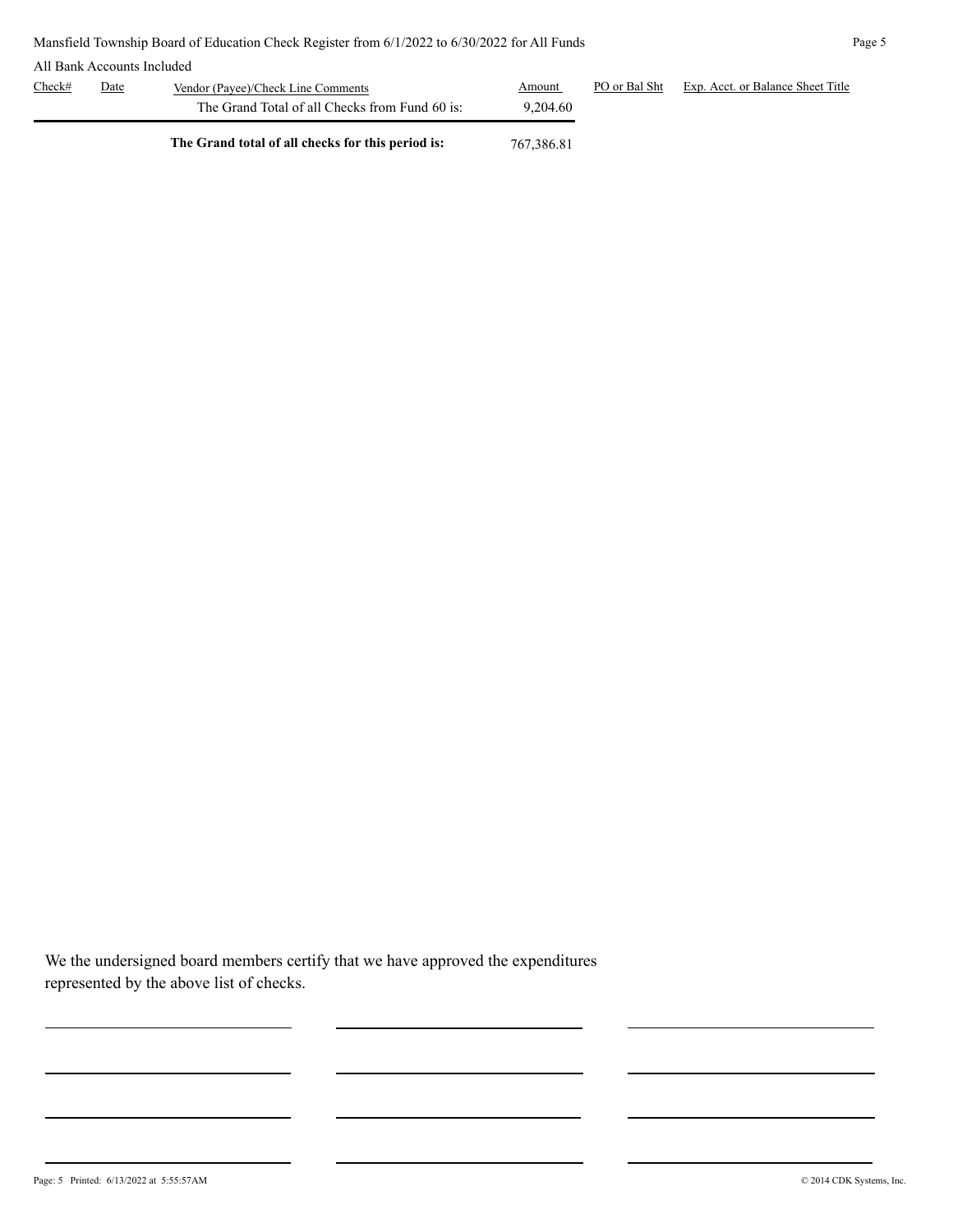All Bank Accounts Included

| Check# | Date | Vendor (Payee)/Check Line Comments | Amount | PO or Bal Sht | Exp. Acct. or Balance Sheet Title |
|---|---|---|---|---|---|
| | | The Grand Total of all Checks from Fund 60 is: | 9,204.60 | | |
| | | **The Grand total of all checks for this period is:** | 767,386.81 | | |

We the undersigned board members certify that we have approved the expenditures represented by the above list of checks.

\_\_\_\_\_\_\_\_\_\_\_\_\_\_\_\_\_\_\_\_ \_\_\_\_\_\_\_\_\_\_\_\_\_\_\_\_\_\_\_\_ \_\_\_\_\_\_\_\_\_\_\_\_\_\_\_\_\_\_\_\_

\_\_\_\_\_\_\_\_\_\_\_\_\_\_\_\_\_\_\_\_ \_\_\_\_\_\_\_\_\_\_\_\_\_\_\_\_\_\_\_\_ \_\_\_\_\_\_\_\_\_\_\_\_\_\_\_\_\_\_\_\_

\_\_\_\_\_\_\_\_\_\_\_\_\_\_\_\_\_\_\_\_ \_\_\_\_\_\_\_\_\_\_\_\_\_\_\_\_\_\_\_\_ \_\_\_\_\_\_\_\_\_\_\_\_\_\_\_\_\_\_\_\_

\_\_\_\_\_\_\_\_\_\_\_\_\_\_\_\_\_\_\_\_ \_\_\_\_\_\_\_\_\_\_\_\_\_\_\_\_\_\_\_\_ \_\_\_\_\_\_\_\_\_\_\_\_\_\_\_\_\_\_\_\_